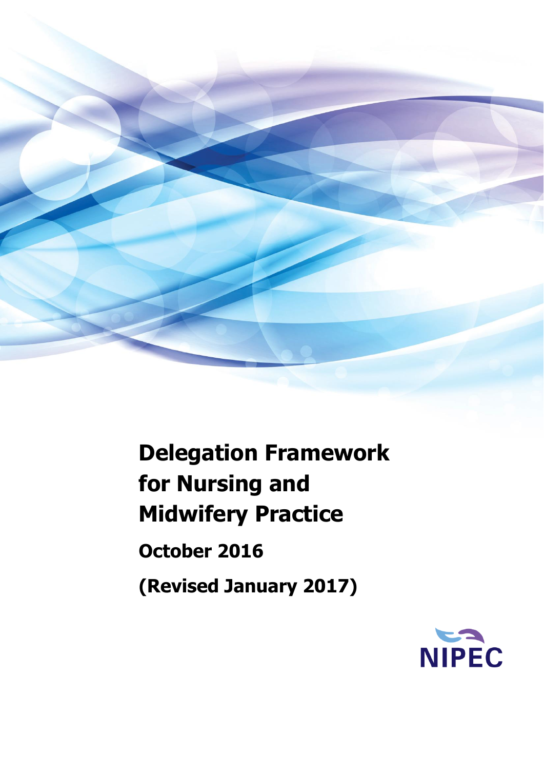# Delegation Framework for Nursing and Midwifery Practice

**October 2016**

**(Revised January 2017)**

NIPEC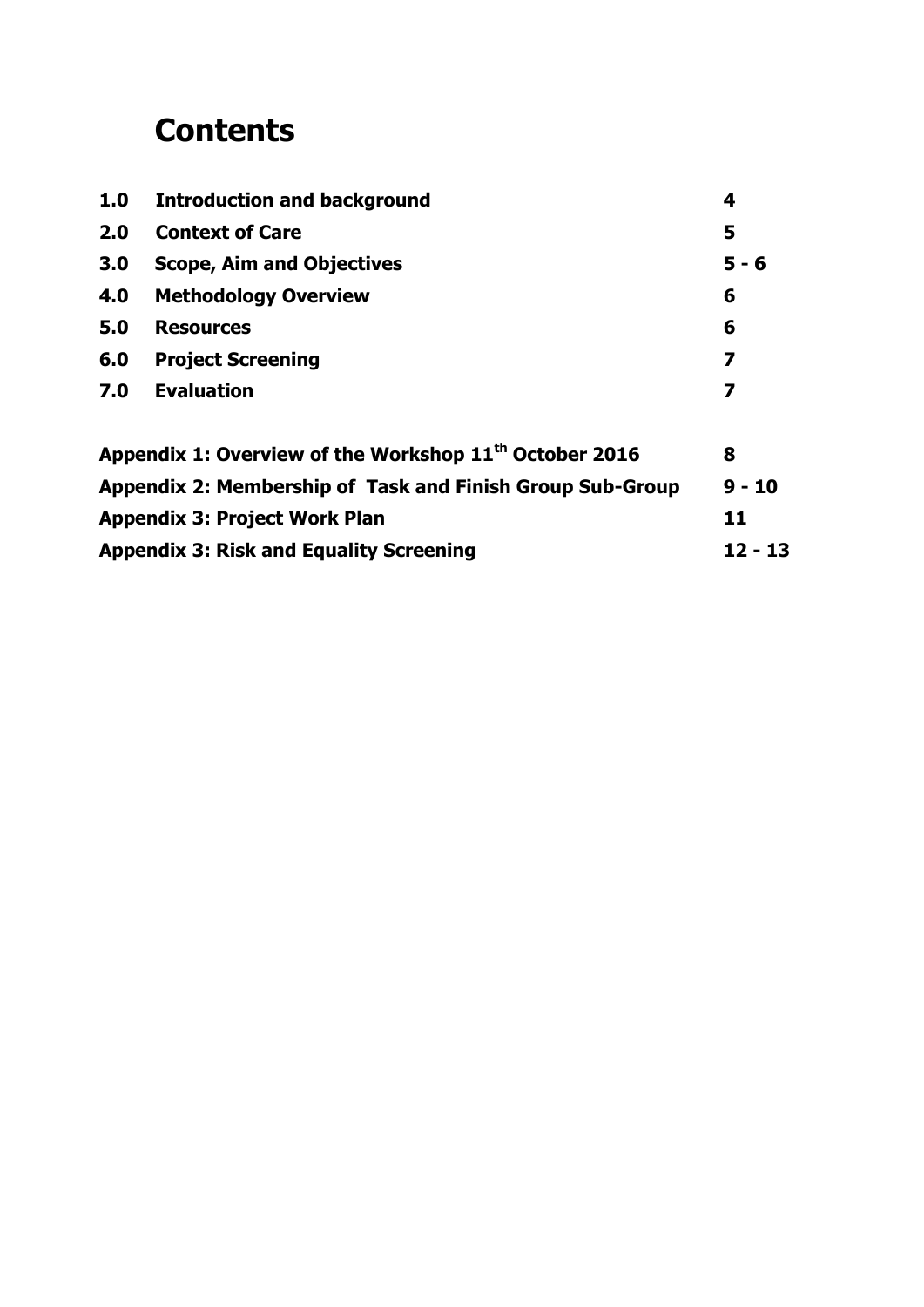# Contents

| | | |
|---|---|---|
| **1.0** | **Introduction and background** | **4** |
| **2.0** | **Context of Care** | **5** |
| **3.0** | **Scope, Aim and Objectives** | **5 - 6** |
| **4.0** | **Methodology Overview** | **6** |
| **5.0** | **Resources** | **6** |
| **6.0** | **Project Screening** | **7** |
| **7.0** | **Evaluation** | **7** |

| | |
|---|---|
| **Appendix 1: Overview of the Workshop 11th October 2016** | **8** |
| **Appendix 2: Membership of Task and Finish Group Sub-Group** | **9 - 10** |
| **Appendix 3: Project Work Plan** | **11** |
| **Appendix 3: Risk and Equality Screening** | **12 - 13** |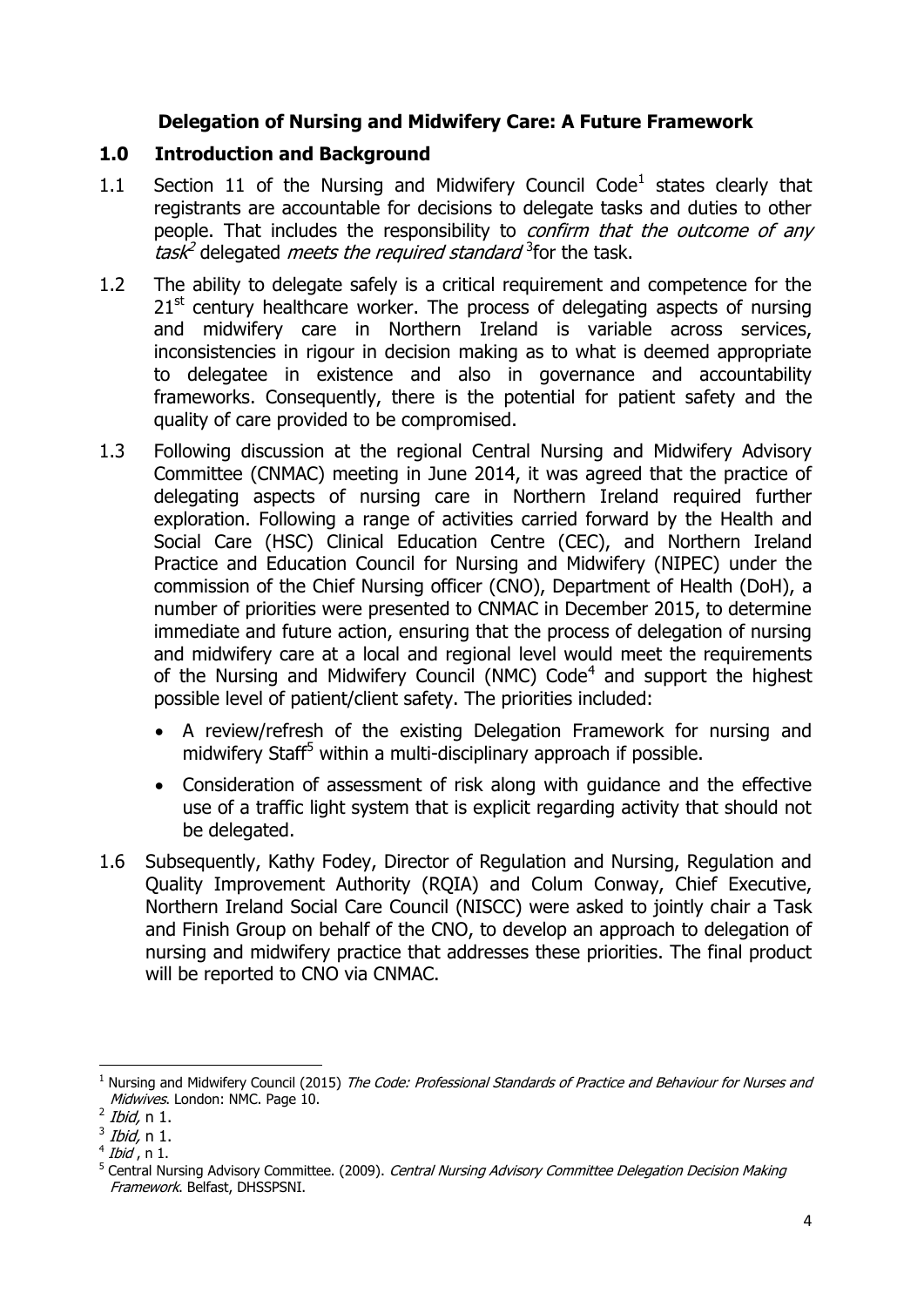**Delegation of Nursing and Midwifery Care: A Future Framework**

## 1.0 Introduction and Background

1.1 Section 11 of the Nursing and Midwifery Council Code[1] states clearly that registrants are accountable for decisions to delegate tasks and duties to other people. That includes the responsibility to *confirm that the outcome of any task*[2] delegated *meets the required standard* [3]for the task.

1.2 The ability to delegate safely is a critical requirement and competence for the 21st century healthcare worker. The process of delegating aspects of nursing and midwifery care in Northern Ireland is variable across services, inconsistencies in rigour in decision making as to what is deemed appropriate to delegatee in existence and also in governance and accountability frameworks. Consequently, there is the potential for patient safety and the quality of care provided to be compromised.

1.3 Following discussion at the regional Central Nursing and Midwifery Advisory Committee (CNMAC) meeting in June 2014, it was agreed that the practice of delegating aspects of nursing care in Northern Ireland required further exploration. Following a range of activities carried forward by the Health and Social Care (HSC) Clinical Education Centre (CEC), and Northern Ireland Practice and Education Council for Nursing and Midwifery (NIPEC) under the commission of the Chief Nursing officer (CNO), Department of Health (DoH), a number of priorities were presented to CNMAC in December 2015, to determine immediate and future action, ensuring that the process of delegation of nursing and midwifery care at a local and regional level would meet the requirements of the Nursing and Midwifery Council (NMC) Code[4] and support the highest possible level of patient/client safety. The priorities included:

- A review/refresh of the existing Delegation Framework for nursing and midwifery Staff[5] within a multi-disciplinary approach if possible.
- Consideration of assessment of risk along with guidance and the effective use of a traffic light system that is explicit regarding activity that should not be delegated.

1.6 Subsequently, Kathy Fodey, Director of Regulation and Nursing, Regulation and Quality Improvement Authority (RQIA) and Colum Conway, Chief Executive, Northern Ireland Social Care Council (NISCC) were asked to jointly chair a Task and Finish Group on behalf of the CNO, to develop an approach to delegation of nursing and midwifery practice that addresses these priorities. The final product will be reported to CNO via CNMAC.

---

[1] Nursing and Midwifery Council (2015) *The Code: Professional Standards of Practice and Behaviour for Nurses and Midwives*. London: NMC. Page 10.

[2] *Ibid,* n 1.

[3] *Ibid,* n 1.

[4] *Ibid* , n 1.

[5] Central Nursing Advisory Committee. (2009). *Central Nursing Advisory Committee Delegation Decision Making Framework*. Belfast, DHSSPSNI.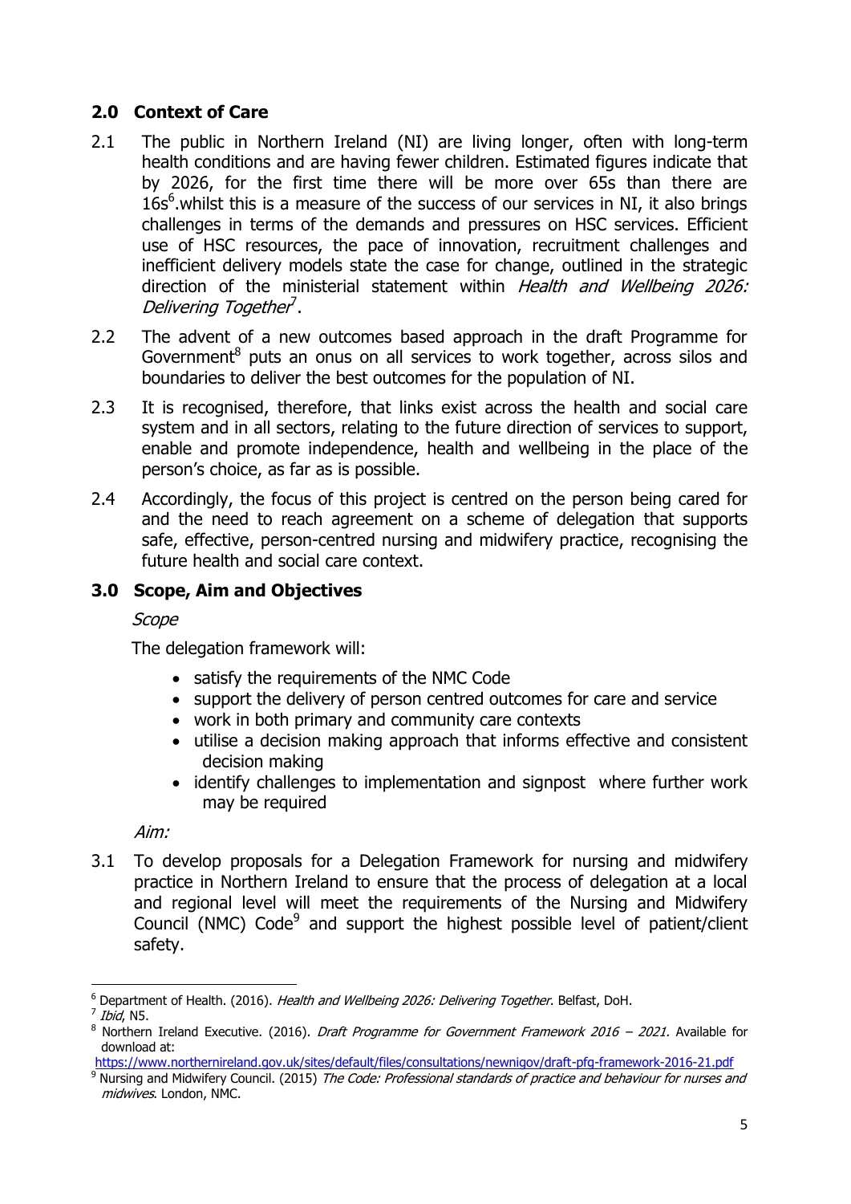## 2.0 Context of Care

2.1 The public in Northern Ireland (NI) are living longer, often with long-term health conditions and are having fewer children. Estimated figures indicate that by 2026, for the first time there will be more over 65s than there are 16s[6].whilst this is a measure of the success of our services in NI, it also brings challenges in terms of the demands and pressures on HSC services. Efficient use of HSC resources, the pace of innovation, recruitment challenges and inefficient delivery models state the case for change, outlined in the strategic direction of the ministerial statement within *Health and Wellbeing 2026: Delivering Together*[7].

2.2 The advent of a new outcomes based approach in the draft Programme for Government[8] puts an onus on all services to work together, across silos and boundaries to deliver the best outcomes for the population of NI.

2.3 It is recognised, therefore, that links exist across the health and social care system and in all sectors, relating to the future direction of services to support, enable and promote independence, health and wellbeing in the place of the person's choice, as far as is possible.

2.4 Accordingly, the focus of this project is centred on the person being cared for and the need to reach agreement on a scheme of delegation that supports safe, effective, person-centred nursing and midwifery practice, recognising the future health and social care context.

## 3.0 Scope, Aim and Objectives

*Scope*

The delegation framework will:

- satisfy the requirements of the NMC Code
- support the delivery of person centred outcomes for care and service
- work in both primary and community care contexts
- utilise a decision making approach that informs effective and consistent decision making
- identify challenges to implementation and signpost where further work may be required

*Aim:*

3.1 To develop proposals for a Delegation Framework for nursing and midwifery practice in Northern Ireland to ensure that the process of delegation at a local and regional level will meet the requirements of the Nursing and Midwifery Council (NMC) Code[9] and support the highest possible level of patient/client safety.

---

[6] Department of Health. (2016). *Health and Wellbeing 2026: Delivering Together*. Belfast, DoH.

[7] *Ibid*, N5.

[8] Northern Ireland Executive. (2016). *Draft Programme for Government Framework 2016 – 2021.* Available for download at: https://www.northernireland.gov.uk/sites/default/files/consultations/newnigov/draft-pfg-framework-2016-21.pdf

[9] Nursing and Midwifery Council. (2015) *The Code: Professional standards of practice and behaviour for nurses and midwives*. London, NMC.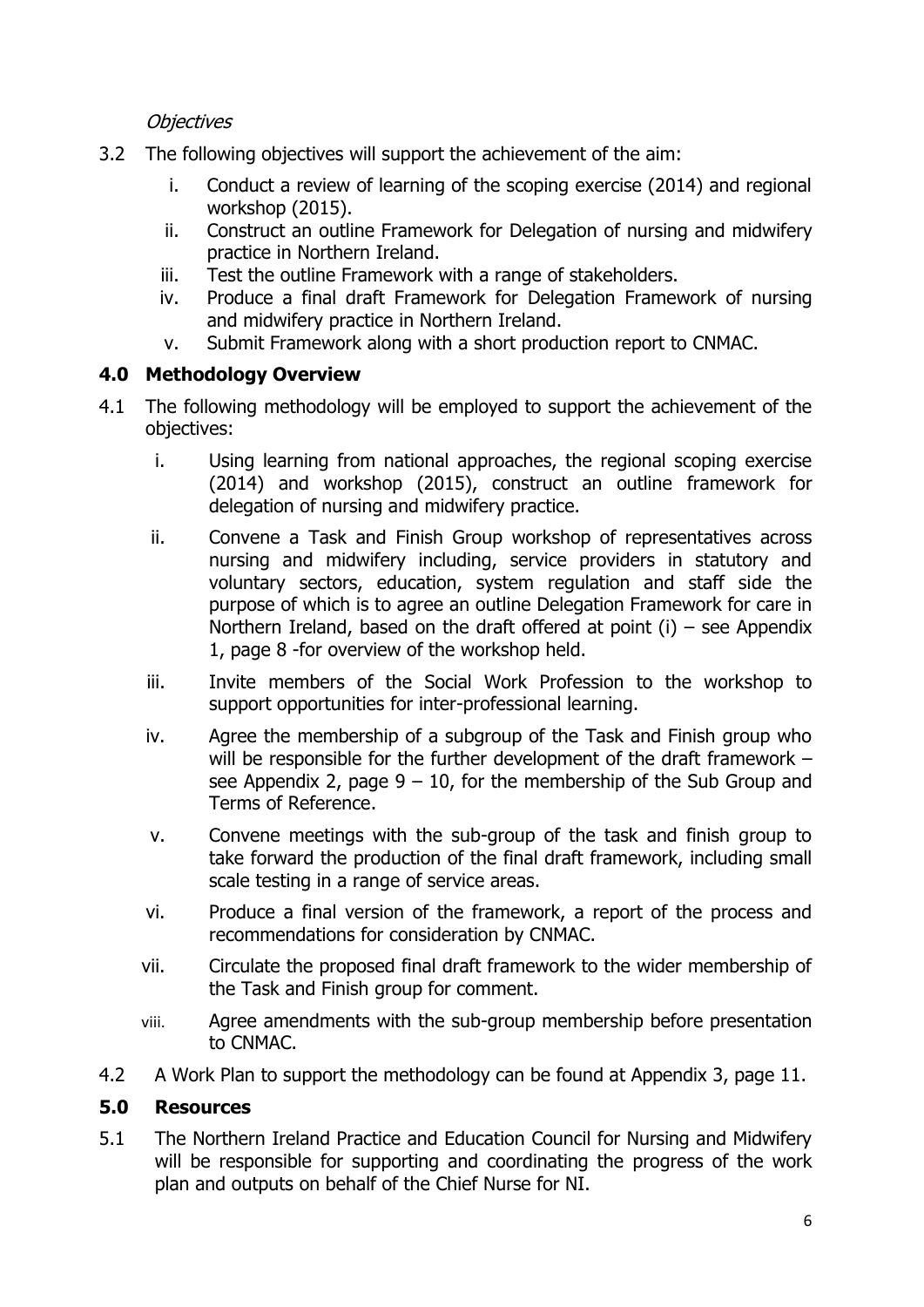*Objectives*

3.2 The following objectives will support the achievement of the aim:

i. Conduct a review of learning of the scoping exercise (2014) and regional workshop (2015).
ii. Construct an outline Framework for Delegation of nursing and midwifery practice in Northern Ireland.
iii. Test the outline Framework with a range of stakeholders.
iv. Produce a final draft Framework for Delegation Framework of nursing and midwifery practice in Northern Ireland.
v. Submit Framework along with a short production report to CNMAC.

## 4.0 Methodology Overview

4.1 The following methodology will be employed to support the achievement of the objectives:

i. Using learning from national approaches, the regional scoping exercise (2014) and workshop (2015), construct an outline framework for delegation of nursing and midwifery practice.
ii. Convene a Task and Finish Group workshop of representatives across nursing and midwifery including, service providers in statutory and voluntary sectors, education, system regulation and staff side the purpose of which is to agree an outline Delegation Framework for care in Northern Ireland, based on the draft offered at point (i) – see Appendix 1, page 8 -for overview of the workshop held.
iii. Invite members of the Social Work Profession to the workshop to support opportunities for inter-professional learning.
iv. Agree the membership of a subgroup of the Task and Finish group who will be responsible for the further development of the draft framework – see Appendix 2, page 9 – 10, for the membership of the Sub Group and Terms of Reference.
v. Convene meetings with the sub-group of the task and finish group to take forward the production of the final draft framework, including small scale testing in a range of service areas.
vi. Produce a final version of the framework, a report of the process and recommendations for consideration by CNMAC.
vii. Circulate the proposed final draft framework to the wider membership of the Task and Finish group for comment.
viii. Agree amendments with the sub-group membership before presentation to CNMAC.

4.2 A Work Plan to support the methodology can be found at Appendix 3, page 11.

## 5.0 Resources

5.1 The Northern Ireland Practice and Education Council for Nursing and Midwifery will be responsible for supporting and coordinating the progress of the work plan and outputs on behalf of the Chief Nurse for NI.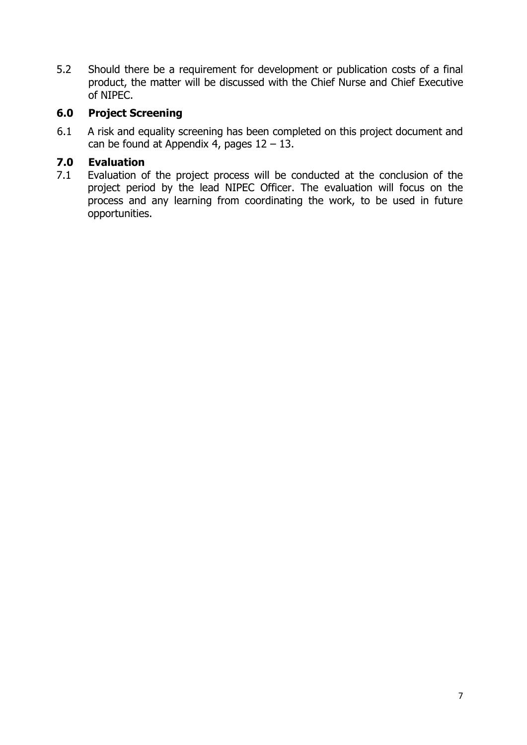5.2 Should there be a requirement for development or publication costs of a final product, the matter will be discussed with the Chief Nurse and Chief Executive of NIPEC.

## 6.0 Project Screening

6.1 A risk and equality screening has been completed on this project document and can be found at Appendix 4, pages 12 – 13.

## 7.0 Evaluation

7.1 Evaluation of the project process will be conducted at the conclusion of the project period by the lead NIPEC Officer. The evaluation will focus on the process and any learning from coordinating the work, to be used in future opportunities.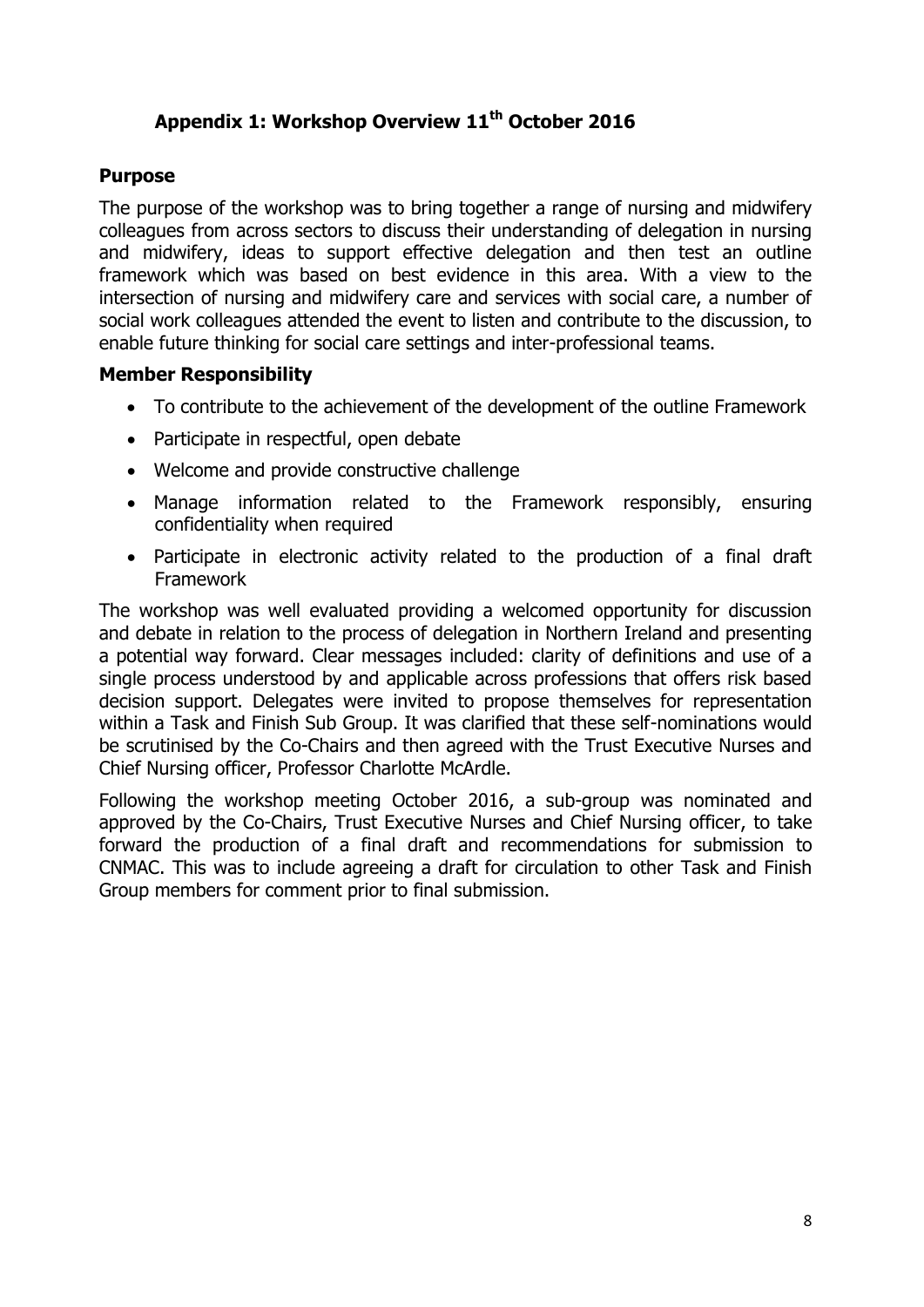## Appendix 1: Workshop Overview 11th October 2016

### Purpose

The purpose of the workshop was to bring together a range of nursing and midwifery colleagues from across sectors to discuss their understanding of delegation in nursing and midwifery, ideas to support effective delegation and then test an outline framework which was based on best evidence in this area. With a view to the intersection of nursing and midwifery care and services with social care, a number of social work colleagues attended the event to listen and contribute to the discussion, to enable future thinking for social care settings and inter-professional teams.

### Member Responsibility

- To contribute to the achievement of the development of the outline Framework
- Participate in respectful, open debate
- Welcome and provide constructive challenge
- Manage information related to the Framework responsibly, ensuring confidentiality when required
- Participate in electronic activity related to the production of a final draft Framework

The workshop was well evaluated providing a welcomed opportunity for discussion and debate in relation to the process of delegation in Northern Ireland and presenting a potential way forward. Clear messages included: clarity of definitions and use of a single process understood by and applicable across professions that offers risk based decision support. Delegates were invited to propose themselves for representation within a Task and Finish Sub Group. It was clarified that these self-nominations would be scrutinised by the Co-Chairs and then agreed with the Trust Executive Nurses and Chief Nursing officer, Professor Charlotte McArdle.

Following the workshop meeting October 2016, a sub-group was nominated and approved by the Co-Chairs, Trust Executive Nurses and Chief Nursing officer, to take forward the production of a final draft and recommendations for submission to CNMAC. This was to include agreeing a draft for circulation to other Task and Finish Group members for comment prior to final submission.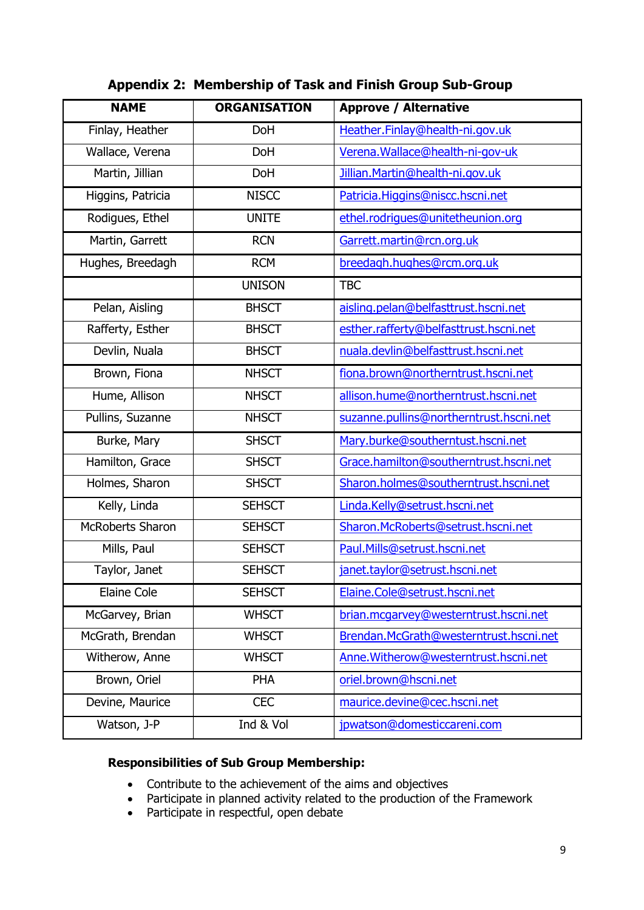## Appendix 2: Membership of Task and Finish Group Sub-Group

| NAME | ORGANISATION | Approve / Alternative |
|---|---|---|
| Finlay, Heather | DoH | Heather.Finlay@health-ni.gov.uk |
| Wallace, Verena | DoH | Verena.Wallace@health-ni-gov-uk |
| Martin, Jillian | DoH | Jillian.Martin@health-ni.gov.uk |
| Higgins, Patricia | NISCC | Patricia.Higgins@niscc.hscni.net |
| Rodigues, Ethel | UNITE | ethel.rodrigues@unitetheunion.org |
| Martin, Garrett | RCN | Garrett.martin@rcn.org.uk |
| Hughes, Breedagh | RCM | breedagh.hughes@rcm.org.uk |
| | UNISON | TBC |
| Pelan, Aisling | BHSCT | aisling.pelan@belfasttrust.hscni.net |
| Rafferty, Esther | BHSCT | esther.rafferty@belfasttrust.hscni.net |
| Devlin, Nuala | BHSCT | nuala.devlin@belfasttrust.hscni.net |
| Brown, Fiona | NHSCT | fiona.brown@northerntrust.hscni.net |
| Hume, Allison | NHSCT | allison.hume@northerntrust.hscni.net |
| Pullins, Suzanne | NHSCT | suzanne.pullins@northerntrust.hscni.net |
| Burke, Mary | SHSCT | Mary.burke@southerntust.hscni.net |
| Hamilton, Grace | SHSCT | Grace.hamilton@southerntrust.hscni.net |
| Holmes, Sharon | SHSCT | Sharon.holmes@southerntrust.hscni.net |
| Kelly, Linda | SEHSCT | Linda.Kelly@setrust.hscni.net |
| McRoberts Sharon | SEHSCT | Sharon.McRoberts@setrust.hscni.net |
| Mills, Paul | SEHSCT | Paul.Mills@setrust.hscni.net |
| Taylor, Janet | SEHSCT | janet.taylor@setrust.hscni.net |
| Elaine Cole | SEHSCT | Elaine.Cole@setrust.hscni.net |
| McGarvey, Brian | WHSCT | brian.mcgarvey@westerntrust.hscni.net |
| McGrath, Brendan | WHSCT | Brendan.McGrath@westerntrust.hscni.net |
| Witherow, Anne | WHSCT | Anne.Witherow@westerntrust.hscni.net |
| Brown, Oriel | PHA | oriel.brown@hscni.net |
| Devine, Maurice | CEC | maurice.devine@cec.hscni.net |
| Watson, J-P | Ind & Vol | jpwatson@domesticcareni.com |

**Responsibilities of Sub Group Membership:**

- Contribute to the achievement of the aims and objectives
- Participate in planned activity related to the production of the Framework
- Participate in respectful, open debate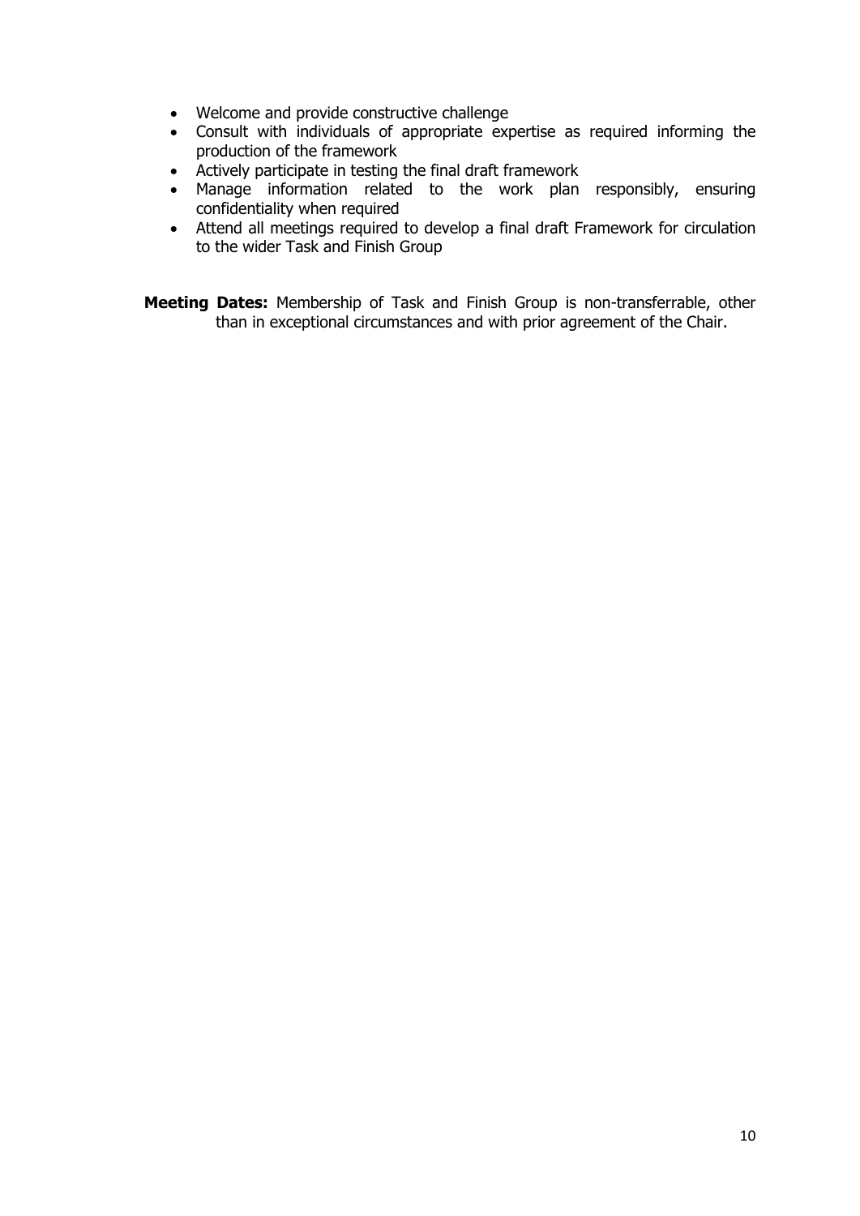- Welcome and provide constructive challenge
- Consult with individuals of appropriate expertise as required informing the production of the framework
- Actively participate in testing the final draft framework
- Manage information related to the work plan responsibly, ensuring confidentiality when required
- Attend all meetings required to develop a final draft Framework for circulation to the wider Task and Finish Group

**Meeting Dates:** Membership of Task and Finish Group is non-transferrable, other than in exceptional circumstances and with prior agreement of the Chair.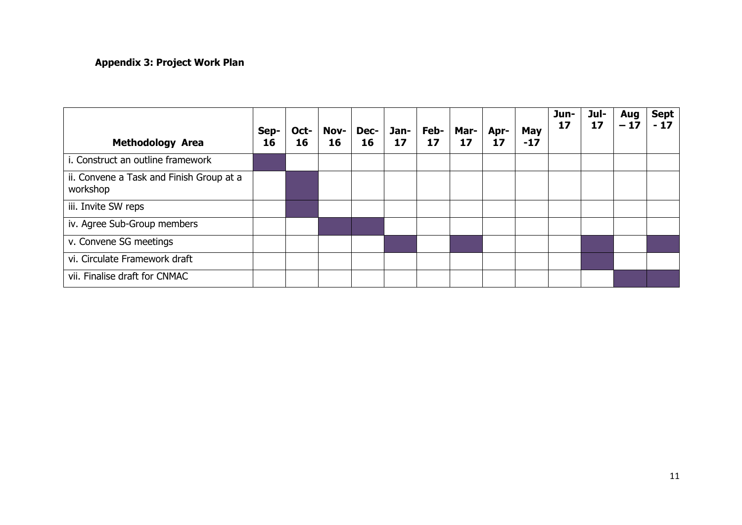**Appendix 3: Project Work Plan**

| Methodology Area | Sep-16 | Oct-16 | Nov-16 | Dec-16 | Jan-17 | Feb-17 | Mar-17 | Apr-17 | May -17 | Jun-17 | Jul-17 | Aug – 17 | Sept - 17 |
|---|---|---|---|---|---|---|---|---|---|---|---|---|---|
| i. Construct an outline framework | ■ | | | | | | | | | | | | |
| ii. Convene a Task and Finish Group at a workshop | | ■ | | | | | | | | | | | |
| iii. Invite SW reps | | ■ | | | | | | | | | | | |
| iv. Agree Sub-Group members | | | ■ | ■ | | | | | | | | | |
| v. Convene SG meetings | | | | | ■ | | ■ | | | | ■ | | ■ |
| vi. Circulate Framework draft | | | | | | | | | | | ■ | | |
| vii. Finalise draft for CNMAC | | | | | | | | | | | | ■ | ■ |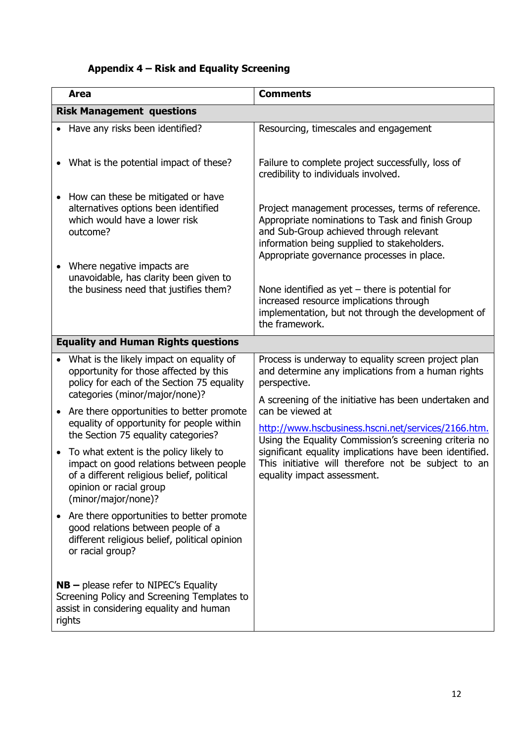**Appendix 4 – Risk and Equality Screening**

| Area | Comments |
|---|---|
| **Risk Management questions** | |
| • Have any risks been identified? | Resourcing, timescales and engagement |
| • What is the potential impact of these? | Failure to complete project successfully, loss of credibility to individuals involved. |
| • How can these be mitigated or have alternatives options been identified which would have a lower risk outcome? | Project management processes, terms of reference. Appropriate nominations to Task and finish Group and Sub-Group achieved through relevant information being supplied to stakeholders. Appropriate governance processes in place. |
| • Where negative impacts are unavoidable, has clarity been given to the business need that justifies them? | None identified as yet – there is potential for increased resource implications through implementation, but not through the development of the framework. |
| **Equality and Human Rights questions** | |
| • What is the likely impact on equality of opportunity for those affected by this policy for each of the Section 75 equality categories (minor/major/none)?<br>• Are there opportunities to better promote equality of opportunity for people within the Section 75 equality categories?<br>• To what extent is the policy likely to impact on good relations between people of a different religious belief, political opinion or racial group (minor/major/none)?<br>• Are there opportunities to better promote good relations between people of a different religious belief, political opinion or racial group?<br><br>**NB –** please refer to NIPEC's Equality Screening Policy and Screening Templates to assist in considering equality and human rights | Process is underway to equality screen project plan and determine any implications from a human rights perspective.<br><br>A screening of the initiative has been undertaken and can be viewed at<br><br>http://www.hscbusiness.hscni.net/services/2166.htm. Using the Equality Commission's screening criteria no significant equality implications have been identified. This initiative will therefore not be subject to an equality impact assessment. |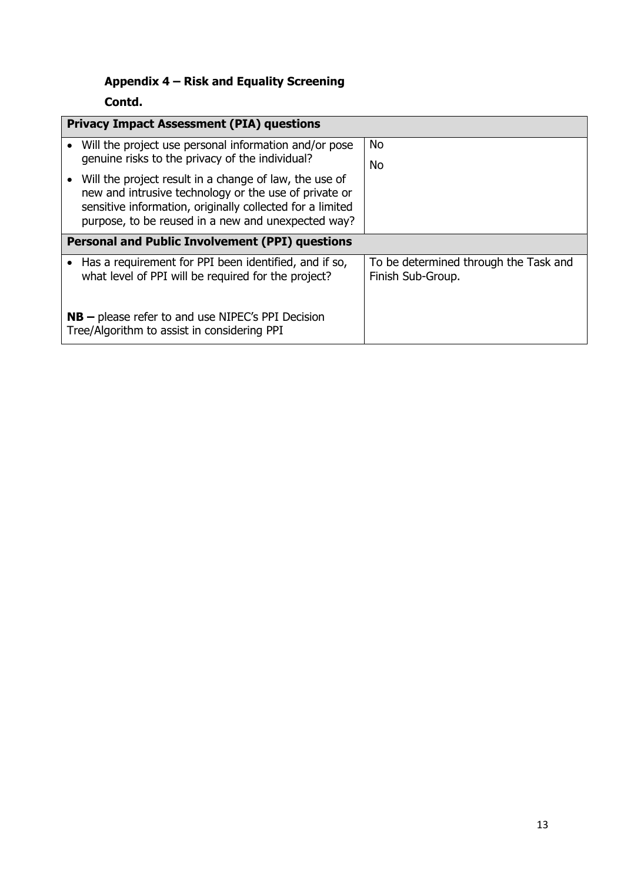**Appendix 4 – Risk and Equality Screening**

**Contd.**

| **Privacy Impact Assessment (PIA) questions** | |
|---|---|
| • Will the project use personal information and/or pose genuine risks to the privacy of the individual? | No |
| • Will the project result in a change of law, the use of new and intrusive technology or the use of private or sensitive information, originally collected for a limited purpose, to be reused in a new and unexpected way? | No |
| **Personal and Public Involvement (PPI) questions** | |
| • Has a requirement for PPI been identified, and if so, what level of PPI will be required for the project?<br><br>**NB –** please refer to and use NIPEC's PPI Decision Tree/Algorithm to assist in considering PPI | To be determined through the Task and Finish Sub-Group. |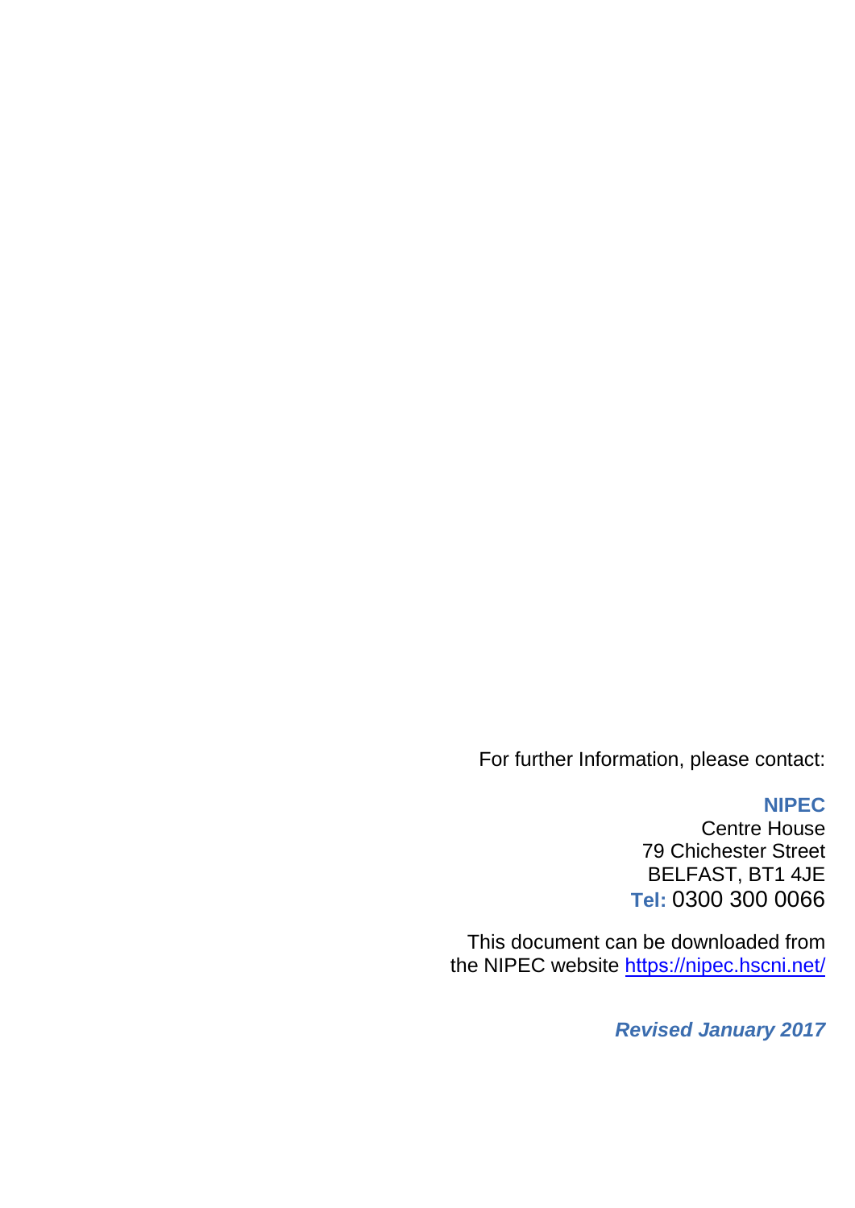For further Information, please contact:

**NIPEC**
Centre House
79 Chichester Street
BELFAST, BT1 4JE
**Tel:** 0300 300 0066

This document can be downloaded from the NIPEC website https://nipec.hscni.net/

***Revised January 2017***